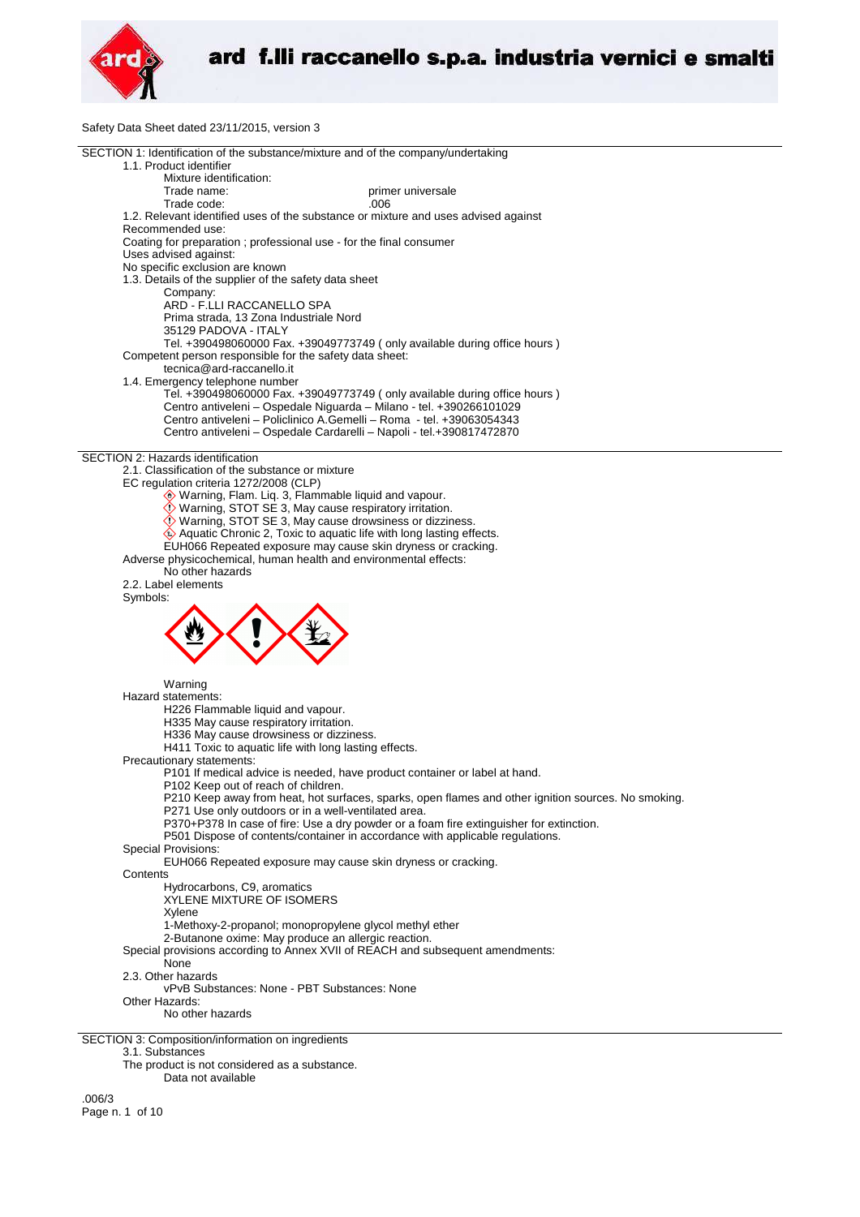Safety Data Sheet dated 23/11/2015, version 3

## SECTION 1: Identification of the substance/mixture and of the company/undertaking

1.1. Product identifier

Mixture identification:

Trade name: primer universale

Trade code: .006

1.2. Relevant identified uses of the substance or mixture and uses advised against

Recommended use:

Coating for preparation ; professional use - for the final consumer

Uses advised against:

No specific exclusion are known

1.3. Details of the supplier of the safety data sheet

Company:

ARD - F.LLI RACCANELLO SPA
Prima strada, 13 Zona Industriale Nord
35129 PADOVA - ITALY
Tel. +390498060000 Fax. +39049773749 ( only available during office hours )

Competent person responsible for the safety data sheet:

tecnica@ard-raccanello.it

1.4. Emergency telephone number

Tel. +390498060000 Fax. +39049773749 ( only available during office hours )
Centro antiveleni – Ospedale Niguarda – Milano - tel. +390266101029
Centro antiveleni – Policlinico A.Gemelli – Roma - tel. +39063054343
Centro antiveleni – Ospedale Cardarelli – Napoli - tel.+390817472870

## SECTION 2: Hazards identification

2.1. Classification of the substance or mixture

EC regulation criteria 1272/2008 (CLP)

- Warning, Flam. Liq. 3, Flammable liquid and vapour.
- Warning, STOT SE 3, May cause respiratory irritation.
- Warning, STOT SE 3, May cause drowsiness or dizziness.
- Aquatic Chronic 2, Toxic to aquatic life with long lasting effects.
- EUH066 Repeated exposure may cause skin dryness or cracking.

Adverse physicochemical, human health and environmental effects:

No other hazards

2.2. Label elements

Symbols:

Warning

Hazard statements:

H226 Flammable liquid and vapour.
H335 May cause respiratory irritation.
H336 May cause drowsiness or dizziness.
H411 Toxic to aquatic life with long lasting effects.

Precautionary statements:

P101 If medical advice is needed, have product container or label at hand.
P102 Keep out of reach of children.
P210 Keep away from heat, hot surfaces, sparks, open flames and other ignition sources. No smoking.
P271 Use only outdoors or in a well-ventilated area.
P370+P378 In case of fire: Use a dry powder or a foam fire extinguisher for extinction.
P501 Dispose of contents/container in accordance with applicable regulations.

Special Provisions:

EUH066 Repeated exposure may cause skin dryness or cracking.

Contents

Hydrocarbons, C9, aromatics
XYLENE MIXTURE OF ISOMERS
Xylene
1-Methoxy-2-propanol; monopropylene glycol methyl ether
2-Butanone oxime: May produce an allergic reaction.

Special provisions according to Annex XVII of REACH and subsequent amendments:

None

2.3. Other hazards

vPvB Substances: None - PBT Substances: None

Other Hazards:

No other hazards

## SECTION 3: Composition/information on ingredients

3.1. Substances

The product is not considered as a substance.

Data not available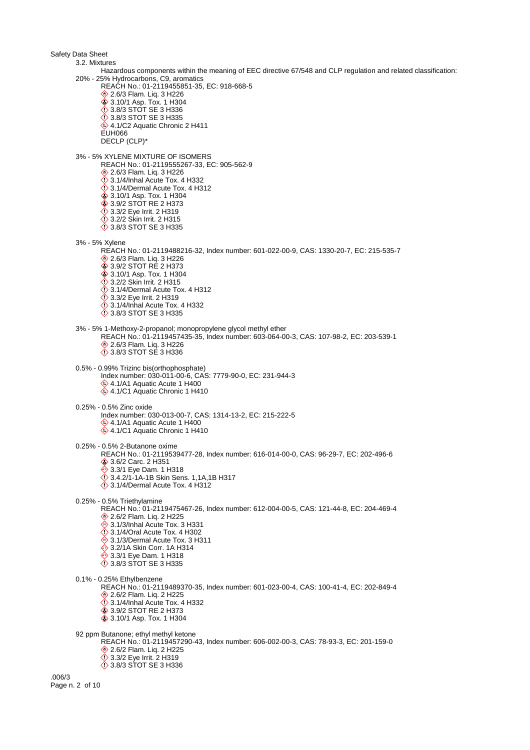Safety Data Sheet

3.2. Mixtures

Hazardous components within the meaning of EEC directive 67/548 and CLP regulation and related classification:

20% - 25% Hydrocarbons, C9, aromatics
- REACH No.: 01-2119455851-35, EC: 918-668-5
- 2.6/3 Flam. Liq. 3 H226
- 3.10/1 Asp. Tox. 1 H304
- 3.8/3 STOT SE 3 H336
- 3.8/3 STOT SE 3 H335
- 4.1/C2 Aquatic Chronic 2 H411
- EUH066
- DECLP (CLP)*

3% - 5% XYLENE MIXTURE OF ISOMERS
- REACH No.: 01-2119555267-33, EC: 905-562-9
- 2.6/3 Flam. Liq. 3 H226
- 3.1/4/Inhal Acute Tox. 4 H332
- 3.1/4/Dermal Acute Tox. 4 H312
- 3.10/1 Asp. Tox. 1 H304
- 3.9/2 STOT RE 2 H373
- 3.3/2 Eye Irrit. 2 H319
- 3.2/2 Skin Irrit. 2 H315
- 3.8/3 STOT SE 3 H335

3% - 5% Xylene
- REACH No.: 01-2119488216-32, Index number: 601-022-00-9, CAS: 1330-20-7, EC: 215-535-7
- 2.6/3 Flam. Liq. 3 H226
- 3.9/2 STOT RE 2 H373
- 3.10/1 Asp. Tox. 1 H304
- 3.2/2 Skin Irrit. 2 H315
- 3.1/4/Dermal Acute Tox. 4 H312
- 3.3/2 Eye Irrit. 2 H319
- 3.1/4/Inhal Acute Tox. 4 H332
- 3.8/3 STOT SE 3 H335

3% - 5% 1-Methoxy-2-propanol; monopropylene glycol methyl ether
- REACH No.: 01-2119457435-35, Index number: 603-064-00-3, CAS: 107-98-2, EC: 203-539-1
- 2.6/3 Flam. Liq. 3 H226
- 3.8/3 STOT SE 3 H336

0.5% - 0.99% Trizinc bis(orthophosphate)
- Index number: 030-011-00-6, CAS: 7779-90-0, EC: 231-944-3
- 4.1/A1 Aquatic Acute 1 H400
- 4.1/C1 Aquatic Chronic 1 H410

0.25% - 0.5% Zinc oxide
- Index number: 030-013-00-7, CAS: 1314-13-2, EC: 215-222-5
- 4.1/A1 Aquatic Acute 1 H400
- 4.1/C1 Aquatic Chronic 1 H410

0.25% - 0.5% 2-Butanone oxime
- REACH No.: 01-2119539477-28, Index number: 616-014-00-0, CAS: 96-29-7, EC: 202-496-6
- 3.6/2 Carc. 2 H351
- 3.3/1 Eye Dam. 1 H318
- 3.4.2/1-1A-1B Skin Sens. 1,1A,1B H317
- 3.1/4/Dermal Acute Tox. 4 H312

0.25% - 0.5% Triethylamine
- REACH No.: 01-2119475467-26, Index number: 612-004-00-5, CAS: 121-44-8, EC: 204-469-4
- 2.6/2 Flam. Liq. 2 H225
- 3.1/3/Inhal Acute Tox. 3 H331
- 3.1/4/Oral Acute Tox. 4 H302
- 3.1/3/Dermal Acute Tox. 3 H311
- 3.2/1A Skin Corr. 1A H314
- 3.3/1 Eye Dam. 1 H318
- 3.8/3 STOT SE 3 H335

0.1% - 0.25% Ethylbenzene
- REACH No.: 01-2119489370-35, Index number: 601-023-00-4, CAS: 100-41-4, EC: 202-849-4
- 2.6/2 Flam. Liq. 2 H225
- 3.1/4/Inhal Acute Tox. 4 H332
- 3.9/2 STOT RE 2 H373
- 3.10/1 Asp. Tox. 1 H304

92 ppm Butanone; ethyl methyl ketone
- REACH No.: 01-2119457290-43, Index number: 606-002-00-3, CAS: 78-93-3, EC: 201-159-0
- 2.6/2 Flam. Liq. 2 H225
- 3.3/2 Eye Irrit. 2 H319
- 3.8/3 STOT SE 3 H336

.006/3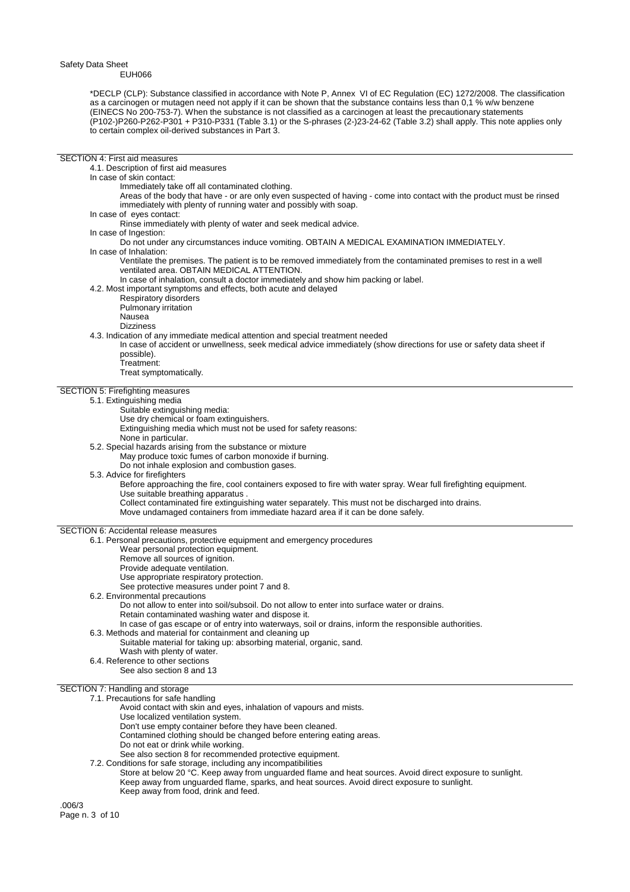EUH066

*DECLP (CLP): Substance classified in accordance with Note P, Annex VI of EC Regulation (EC) 1272/2008. The classification as a carcinogen or mutagen need not apply if it can be shown that the substance contains less than 0,1 % w/w benzene (EINECS No 200-753-7). When the substance is not classified as a carcinogen at least the precautionary statements (P102-)P260-P262-P301 + P310-P331 (Table 3.1) or the S-phrases (2-)23-24-62 (Table 3.2) shall apply. This note applies only to certain complex oil-derived substances in Part 3.

## SECTION 4: First aid measures

4.1. Description of first aid measures

In case of skin contact:

Immediately take off all contaminated clothing.

Areas of the body that have - or are only even suspected of having - come into contact with the product must be rinsed immediately with plenty of running water and possibly with soap.

In case of eyes contact:

Rinse immediately with plenty of water and seek medical advice.

In case of Ingestion:

Do not under any circumstances induce vomiting. OBTAIN A MEDICAL EXAMINATION IMMEDIATELY.

In case of Inhalation:

Ventilate the premises. The patient is to be removed immediately from the contaminated premises to rest in a well ventilated area. OBTAIN MEDICAL ATTENTION.

In case of inhalation, consult a doctor immediately and show him packing or label.

4.2. Most important symptoms and effects, both acute and delayed

Respiratory disorders
Pulmonary irritation
Nausea
Dizziness

4.3. Indication of any immediate medical attention and special treatment needed

In case of accident or unwellness, seek medical advice immediately (show directions for use or safety data sheet if possible).

Treatment:

Treat symptomatically.

## SECTION 5: Firefighting measures

5.1. Extinguishing media

Suitable extinguishing media:

Use dry chemical or foam extinguishers.

Extinguishing media which must not be used for safety reasons:

None in particular.

5.2. Special hazards arising from the substance or mixture

May produce toxic fumes of carbon monoxide if burning.

Do not inhale explosion and combustion gases.

5.3. Advice for firefighters

Before approaching the fire, cool containers exposed to fire with water spray. Wear full firefighting equipment.

Use suitable breathing apparatus .

Collect contaminated fire extinguishing water separately. This must not be discharged into drains.

Move undamaged containers from immediate hazard area if it can be done safely.

## SECTION 6: Accidental release measures

6.1. Personal precautions, protective equipment and emergency procedures

Wear personal protection equipment.
Remove all sources of ignition.
Provide adequate ventilation.
Use appropriate respiratory protection.
See protective measures under point 7 and 8.

6.2. Environmental precautions

Do not allow to enter into soil/subsoil. Do not allow to enter into surface water or drains.

Retain contaminated washing water and dispose it.

In case of gas escape or of entry into waterways, soil or drains, inform the responsible authorities.

6.3. Methods and material for containment and cleaning up

Suitable material for taking up: absorbing material, organic, sand.

Wash with plenty of water.

6.4. Reference to other sections

See also section 8 and 13

## SECTION 7: Handling and storage

7.1. Precautions for safe handling

Avoid contact with skin and eyes, inhalation of vapours and mists.
Use localized ventilation system.
Don't use empty container before they have been cleaned.
Contamined clothing should be changed before entering eating areas.
Do not eat or drink while working.
See also section 8 for recommended protective equipment.

7.2. Conditions for safe storage, including any incompatibilities

Store at below 20 °C. Keep away from unguarded flame and heat sources. Avoid direct exposure to sunlight.

Keep away from unguarded flame, sparks, and heat sources. Avoid direct exposure to sunlight.

Keep away from food, drink and feed.

.006/3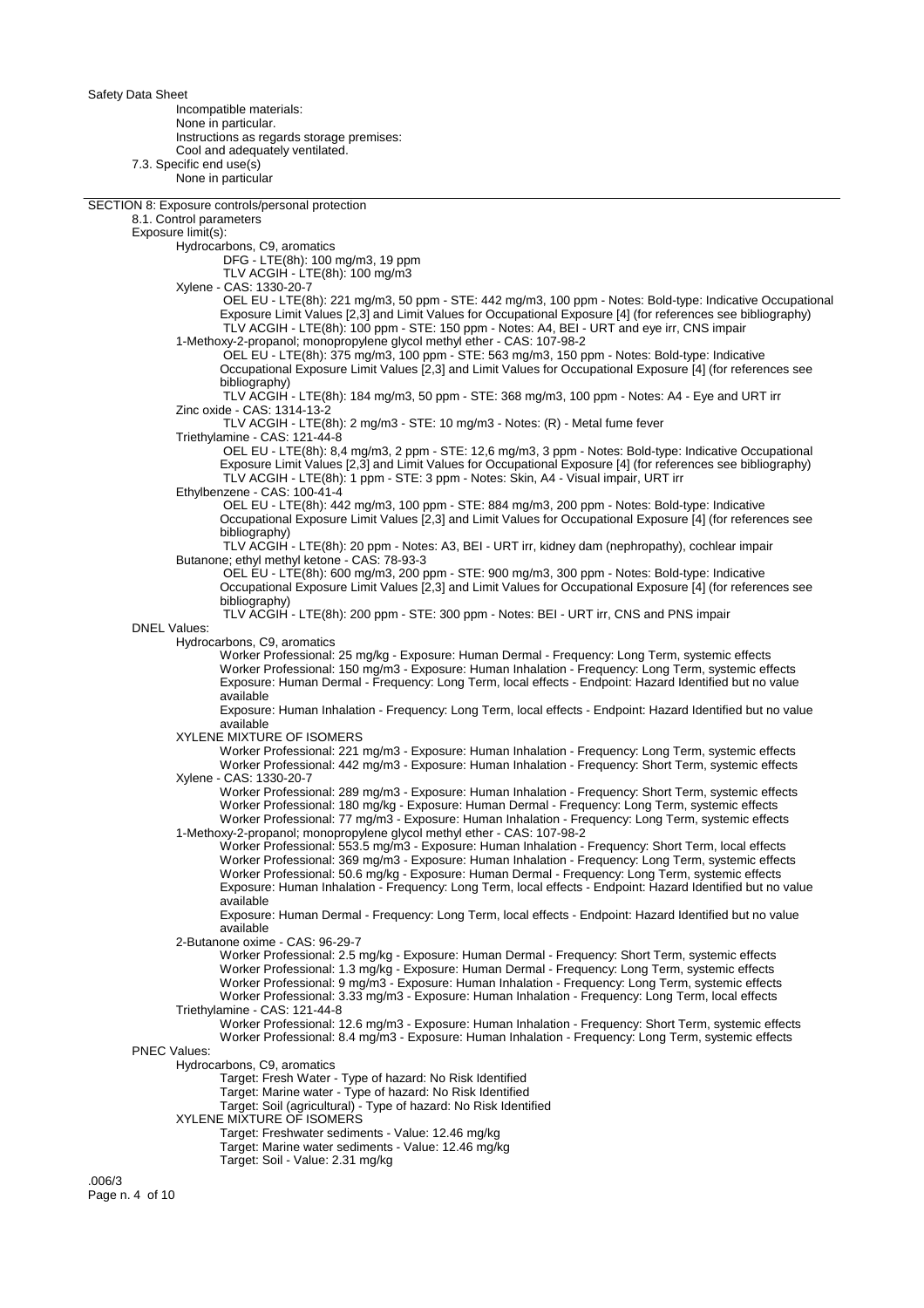Incompatible materials:
None in particular.
Instructions as regards storage premises:
Cool and adequately ventilated.

7.3. Specific end use(s)
None in particular

## SECTION 8: Exposure controls/personal protection

### 8.1. Control parameters

Exposure limit(s):

Hydrocarbons, C9, aromatics
- DFG - LTE(8h): 100 mg/m3, 19 ppm
- TLV ACGIH - LTE(8h): 100 mg/m3

Xylene - CAS: 1330-20-7
- OEL EU - LTE(8h): 221 mg/m3, 50 ppm - STE: 442 mg/m3, 100 ppm - Notes: Bold-type: Indicative Occupational Exposure Limit Values [2,3] and Limit Values for Occupational Exposure [4] (for references see bibliography)
- TLV ACGIH - LTE(8h): 100 ppm - STE: 150 ppm - Notes: A4, BEI - URT and eye irr, CNS impair

1-Methoxy-2-propanol; monopropylene glycol methyl ether - CAS: 107-98-2
- OEL EU - LTE(8h): 375 mg/m3, 100 ppm - STE: 563 mg/m3, 150 ppm - Notes: Bold-type: Indicative Occupational Exposure Limit Values [2,3] and Limit Values for Occupational Exposure [4] (for references see bibliography)
- TLV ACGIH - LTE(8h): 184 mg/m3, 50 ppm - STE: 368 mg/m3, 100 ppm - Notes: A4 - Eye and URT irr

Zinc oxide - CAS: 1314-13-2
- TLV ACGIH - LTE(8h): 2 mg/m3 - STE: 10 mg/m3 - Notes: (R) - Metal fume fever

Triethylamine - CAS: 121-44-8
- OEL EU - LTE(8h): 8,4 mg/m3, 2 ppm - STE: 12,6 mg/m3, 3 ppm - Notes: Bold-type: Indicative Occupational Exposure Limit Values [2,3] and Limit Values for Occupational Exposure [4] (for references see bibliography)
- TLV ACGIH - LTE(8h): 1 ppm - STE: 3 ppm - Notes: Skin, A4 - Visual impair, URT irr

Ethylbenzene - CAS: 100-41-4
- OEL EU - LTE(8h): 442 mg/m3, 100 ppm - STE: 884 mg/m3, 200 ppm - Notes: Bold-type: Indicative Occupational Exposure Limit Values [2,3] and Limit Values for Occupational Exposure [4] (for references see bibliography)
- TLV ACGIH - LTE(8h): 20 ppm - Notes: A3, BEI - URT irr, kidney dam (nephropathy), cochlear impair

Butanone; ethyl methyl ketone - CAS: 78-93-3
- OEL EU - LTE(8h): 600 mg/m3, 200 ppm - STE: 900 mg/m3, 300 ppm - Notes: Bold-type: Indicative Occupational Exposure Limit Values [2,3] and Limit Values for Occupational Exposure [4] (for references see bibliography)
- TLV ACGIH - LTE(8h): 200 ppm - STE: 300 ppm - Notes: BEI - URT irr, CNS and PNS impair

DNEL Values:

Hydrocarbons, C9, aromatics
- Worker Professional: 25 mg/kg - Exposure: Human Dermal - Frequency: Long Term, systemic effects
- Worker Professional: 150 mg/m3 - Exposure: Human Inhalation - Frequency: Long Term, systemic effects
- Exposure: Human Dermal - Frequency: Long Term, local effects - Endpoint: Hazard Identified but no value available
- Exposure: Human Inhalation - Frequency: Long Term, local effects - Endpoint: Hazard Identified but no value available

XYLENE MIXTURE OF ISOMERS
- Worker Professional: 221 mg/m3 - Exposure: Human Inhalation - Frequency: Long Term, systemic effects
- Worker Professional: 442 mg/m3 - Exposure: Human Inhalation - Frequency: Short Term, systemic effects

Xylene - CAS: 1330-20-7
- Worker Professional: 289 mg/m3 - Exposure: Human Inhalation - Frequency: Short Term, systemic effects
- Worker Professional: 180 mg/kg - Exposure: Human Dermal - Frequency: Long Term, systemic effects
- Worker Professional: 77 mg/m3 - Exposure: Human Inhalation - Frequency: Long Term, systemic effects

1-Methoxy-2-propanol; monopropylene glycol methyl ether - CAS: 107-98-2
- Worker Professional: 553.5 mg/m3 - Exposure: Human Inhalation - Frequency: Short Term, local effects
- Worker Professional: 369 mg/m3 - Exposure: Human Inhalation - Frequency: Long Term, systemic effects
- Worker Professional: 50.6 mg/kg - Exposure: Human Dermal - Frequency: Long Term, systemic effects
- Exposure: Human Inhalation - Frequency: Long Term, local effects - Endpoint: Hazard Identified but no value available
- Exposure: Human Dermal - Frequency: Long Term, local effects - Endpoint: Hazard Identified but no value available

2-Butanone oxime - CAS: 96-29-7
- Worker Professional: 2.5 mg/kg - Exposure: Human Dermal - Frequency: Short Term, systemic effects
- Worker Professional: 1.3 mg/kg - Exposure: Human Dermal - Frequency: Long Term, systemic effects
- Worker Professional: 9 mg/m3 - Exposure: Human Inhalation - Frequency: Long Term, systemic effects
- Worker Professional: 3.33 mg/m3 - Exposure: Human Inhalation - Frequency: Long Term, local effects

Triethylamine - CAS: 121-44-8
- Worker Professional: 12.6 mg/m3 - Exposure: Human Inhalation - Frequency: Short Term, systemic effects
- Worker Professional: 8.4 mg/m3 - Exposure: Human Inhalation - Frequency: Long Term, systemic effects

PNEC Values:

Hydrocarbons, C9, aromatics
- Target: Fresh Water - Type of hazard: No Risk Identified
- Target: Marine water - Type of hazard: No Risk Identified
- Target: Soil (agricultural) - Type of hazard: No Risk Identified

XYLENE MIXTURE OF ISOMERS
- Target: Freshwater sediments - Value: 12.46 mg/kg
- Target: Marine water sediments - Value: 12.46 mg/kg
- Target: Soil - Value: 2.31 mg/kg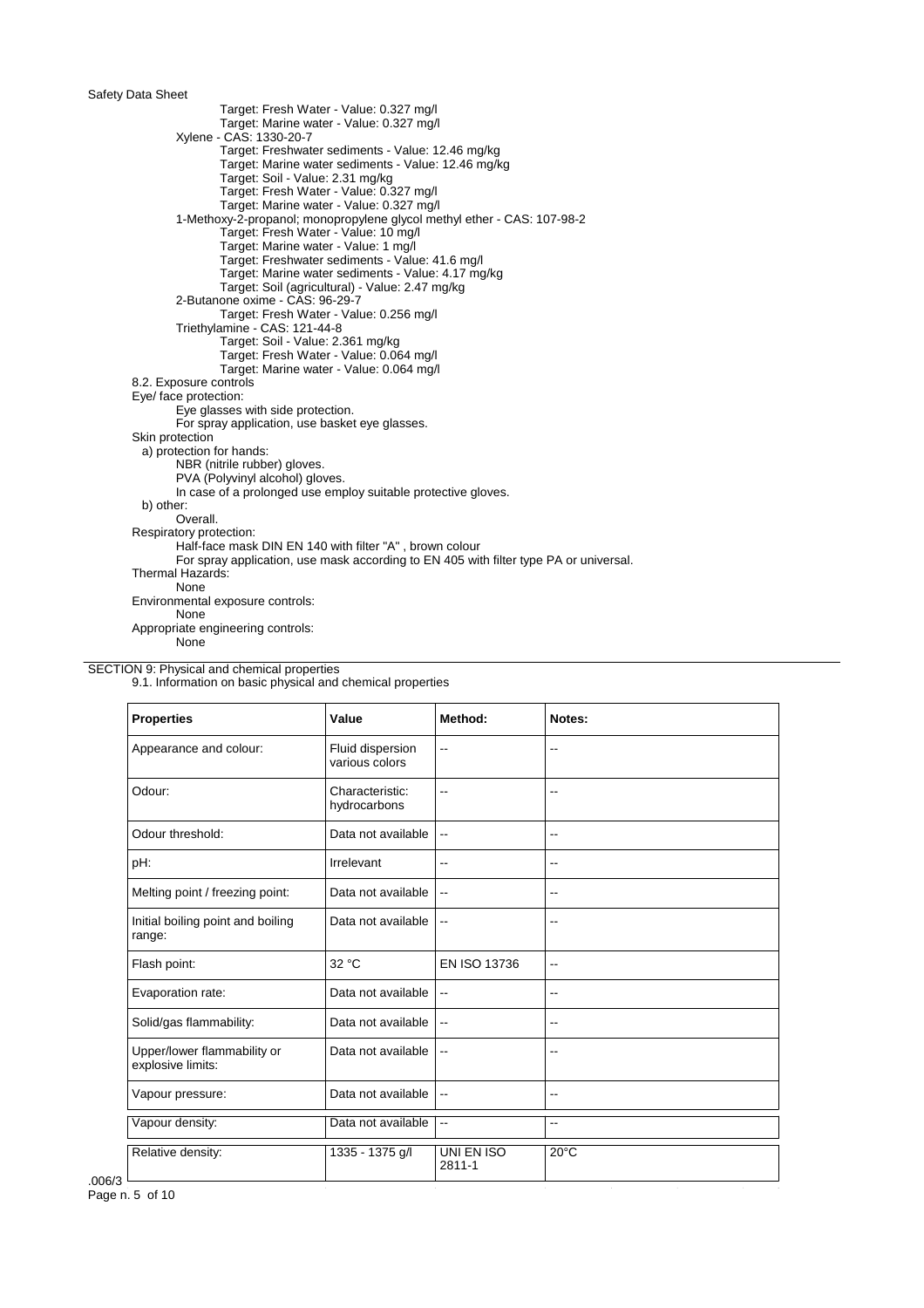Target: Fresh Water - Value: 0.327 mg/l
Target: Marine water - Value: 0.327 mg/l

Xylene - CAS: 1330-20-7
- Target: Freshwater sediments - Value: 12.46 mg/kg
- Target: Marine water sediments - Value: 12.46 mg/kg
- Target: Soil - Value: 2.31 mg/kg
- Target: Fresh Water - Value: 0.327 mg/l
- Target: Marine water - Value: 0.327 mg/l

1-Methoxy-2-propanol; monopropylene glycol methyl ether - CAS: 107-98-2
- Target: Fresh Water - Value: 10 mg/l
- Target: Marine water - Value: 1 mg/l
- Target: Freshwater sediments - Value: 41.6 mg/l
- Target: Marine water sediments - Value: 4.17 mg/kg
- Target: Soil (agricultural) - Value: 2.47 mg/kg

2-Butanone oxime - CAS: 96-29-7
- Target: Fresh Water - Value: 0.256 mg/l

Triethylamine - CAS: 121-44-8
- Target: Soil - Value: 2.361 mg/kg
- Target: Fresh Water - Value: 0.064 mg/l
- Target: Marine water - Value: 0.064 mg/l

### 8.2. Exposure controls

Eye/ face protection:
- Eye glasses with side protection.
- For spray application, use basket eye glasses.

Skin protection
- a) protection for hands:
  - NBR (nitrile rubber) gloves.
  - PVA (Polyvinyl alcohol) gloves.
  - In case of a prolonged use employ suitable protective gloves.
- b) other:
  - Overall.

Respiratory protection:
- Half-face mask DIN EN 140 with filter "A" , brown colour
- For spray application, use mask according to EN 405 with filter type PA or universal.

Thermal Hazards:
- None

Environmental exposure controls:
- None

Appropriate engineering controls:
- None

## SECTION 9: Physical and chemical properties

### 9.1. Information on basic physical and chemical properties

| Properties | Value | Method: | Notes: |
|---|---|---|---|
| Appearance and colour: | Fluid dispersion various colors | -- | -- |
| Odour: | Characteristic: hydrocarbons | -- | -- |
| Odour threshold: | Data not available | -- | -- |
| pH: | Irrelevant | -- | -- |
| Melting point / freezing point: | Data not available | -- | -- |
| Initial boiling point and boiling range: | Data not available | -- | -- |
| Flash point: | 32 °C | EN ISO 13736 | -- |
| Evaporation rate: | Data not available | -- | -- |
| Solid/gas flammability: | Data not available | -- | -- |
| Upper/lower flammability or explosive limits: | Data not available | -- | -- |
| Vapour pressure: | Data not available | -- | -- |
| Vapour density: | Data not available | -- | -- |
| Relative density: | 1335 - 1375 g/l | UNI EN ISO 2811-1 | 20°C |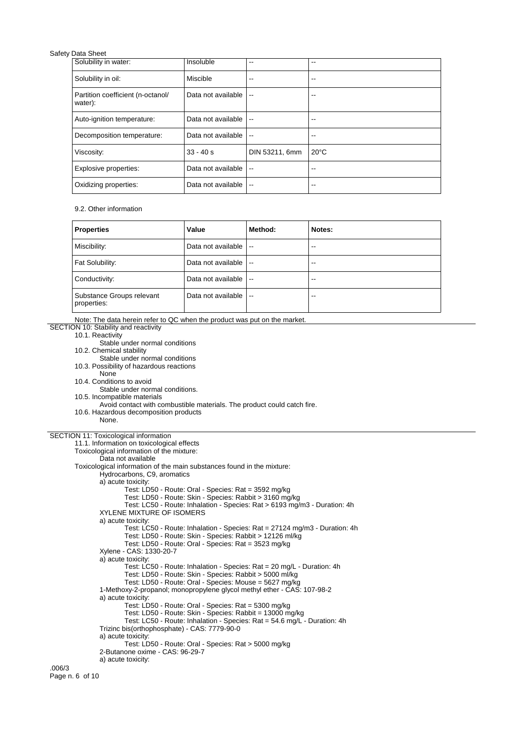| | | | |
|---|---|---|---|
| Solubility in water: | Insoluble | -- | -- |
| Solubility in oil: | Miscible | -- | -- |
| Partition coefficient (n-octanol/water): | Data not available | -- | -- |
| Auto-ignition temperature: | Data not available | -- | -- |
| Decomposition temperature: | Data not available | -- | -- |
| Viscosity: | 33 - 40 s | DIN 53211, 6mm | 20°C |
| Explosive properties: | Data not available | -- | -- |
| Oxidizing properties: | Data not available | -- | -- |

9.2. Other information

| **Properties** | **Value** | **Method:** | **Notes:** |
|---|---|---|---|
| Miscibility: | Data not available | -- | -- |
| Fat Solubility: | Data not available | -- | -- |
| Conductivity: | Data not available | -- | -- |
| Substance Groups relevant properties: | Data not available | -- | -- |

Note: The data herein refer to QC when the product was put on the market.

## SECTION 10: Stability and reactivity

10.1. Reactivity
Stable under normal conditions

10.2. Chemical stability
Stable under normal conditions

10.3. Possibility of hazardous reactions
None

10.4. Conditions to avoid
Stable under normal conditions.

10.5. Incompatible materials
Avoid contact with combustible materials. The product could catch fire.

10.6. Hazardous decomposition products
None.

## SECTION 11: Toxicological information

11.1. Information on toxicological effects

Toxicological information of the mixture:
Data not available

Toxicological information of the main substances found in the mixture:

Hydrocarbons, C9, aromatics
a) acute toxicity:
Test: LD50 - Route: Oral - Species: Rat = 3592 mg/kg
Test: LD50 - Route: Skin - Species: Rabbit > 3160 mg/kg
Test: LC50 - Route: Inhalation - Species: Rat > 6193 mg/m3 - Duration: 4h

XYLENE MIXTURE OF ISOMERS
a) acute toxicity:
Test: LC50 - Route: Inhalation - Species: Rat = 27124 mg/m3 - Duration: 4h
Test: LD50 - Route: Skin - Species: Rabbit > 12126 ml/kg
Test: LD50 - Route: Oral - Species: Rat = 3523 mg/kg

Xylene - CAS: 1330-20-7
a) acute toxicity:
Test: LC50 - Route: Inhalation - Species: Rat = 20 mg/L - Duration: 4h
Test: LD50 - Route: Skin - Species: Rabbit > 5000 ml/kg
Test: LD50 - Route: Oral - Species: Mouse = 5627 mg/kg

1-Methoxy-2-propanol; monopropylene glycol methyl ether - CAS: 107-98-2
a) acute toxicity:
Test: LD50 - Route: Oral - Species: Rat = 5300 mg/kg
Test: LD50 - Route: Skin - Species: Rabbit = 13000 mg/kg
Test: LC50 - Route: Inhalation - Species: Rat = 54.6 mg/L - Duration: 4h

Trizinc bis(orthophosphate) - CAS: 7779-90-0
a) acute toxicity:
Test: LD50 - Route: Oral - Species: Rat > 5000 mg/kg

2-Butanone oxime - CAS: 96-29-7
a) acute toxicity: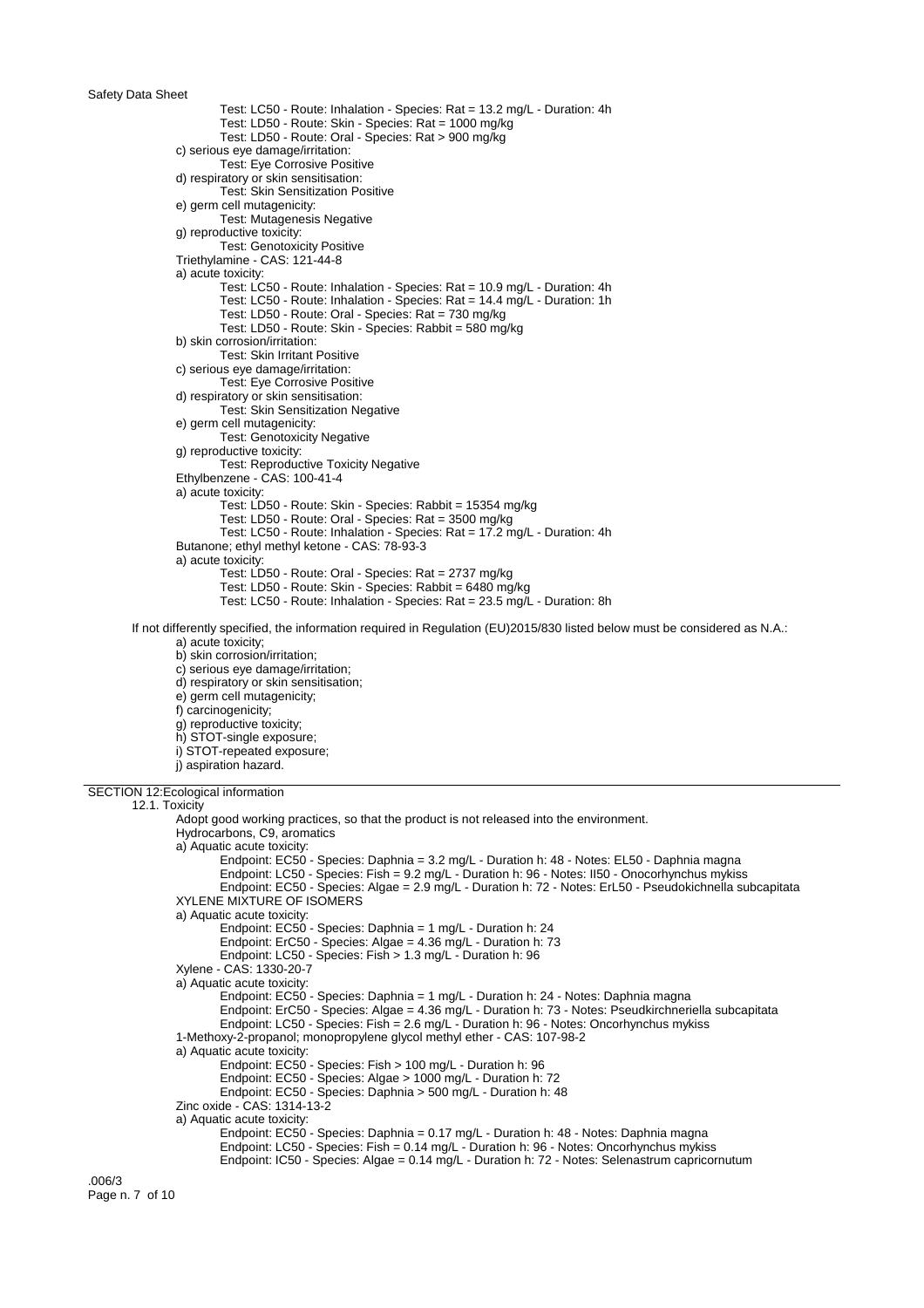Test: LC50 - Route: Inhalation - Species: Rat = 13.2 mg/L - Duration: 4h
Test: LD50 - Route: Skin - Species: Rat = 1000 mg/kg
Test: LD50 - Route: Oral - Species: Rat > 900 mg/kg

c) serious eye damage/irritation:
Test: Eye Corrosive Positive

d) respiratory or skin sensitisation:
Test: Skin Sensitization Positive

e) germ cell mutagenicity:
Test: Mutagenesis Negative

g) reproductive toxicity:
Test: Genotoxicity Positive

Triethylamine - CAS: 121-44-8

a) acute toxicity:
Test: LC50 - Route: Inhalation - Species: Rat = 10.9 mg/L - Duration: 4h
Test: LC50 - Route: Inhalation - Species: Rat = 14.4 mg/L - Duration: 1h
Test: LD50 - Route: Oral - Species: Rat = 730 mg/kg
Test: LD50 - Route: Skin - Species: Rabbit = 580 mg/kg

b) skin corrosion/irritation:
Test: Skin Irritant Positive

c) serious eye damage/irritation:
Test: Eye Corrosive Positive

d) respiratory or skin sensitisation:
Test: Skin Sensitization Negative

e) germ cell mutagenicity:
Test: Genotoxicity Negative

g) reproductive toxicity:
Test: Reproductive Toxicity Negative

Ethylbenzene - CAS: 100-41-4

a) acute toxicity:
Test: LD50 - Route: Skin - Species: Rabbit = 15354 mg/kg
Test: LD50 - Route: Oral - Species: Rat = 3500 mg/kg
Test: LC50 - Route: Inhalation - Species: Rat = 17.2 mg/L - Duration: 4h

Butanone; ethyl methyl ketone - CAS: 78-93-3

a) acute toxicity:
Test: LD50 - Route: Oral - Species: Rat = 2737 mg/kg
Test: LD50 - Route: Skin - Species: Rabbit = 6480 mg/kg
Test: LC50 - Route: Inhalation - Species: Rat = 23.5 mg/L - Duration: 8h

If not differently specified, the information required in Regulation (EU)2015/830 listed below must be considered as N.A.:

a) acute toxicity;
b) skin corrosion/irritation;
c) serious eye damage/irritation;
d) respiratory or skin sensitisation;
e) germ cell mutagenicity;
f) carcinogenicity;
g) reproductive toxicity;
h) STOT-single exposure;
i) STOT-repeated exposure;
j) aspiration hazard.

## SECTION 12:Ecological information

### 12.1. Toxicity

Adopt good working practices, so that the product is not released into the environment.

Hydrocarbons, C9, aromatics

a) Aquatic acute toxicity:
Endpoint: EC50 - Species: Daphnia = 3.2 mg/L - Duration h: 48 - Notes: EL50 - Daphnia magna
Endpoint: LC50 - Species: Fish = 9.2 mg/L - Duration h: 96 - Notes: Il50 - Onocorhynchus mykiss
Endpoint: EC50 - Species: Algae = 2.9 mg/L - Duration h: 72 - Notes: ErL50 - Pseudokichnella subcapitata

XYLENE MIXTURE OF ISOMERS

a) Aquatic acute toxicity:
Endpoint: EC50 - Species: Daphnia = 1 mg/L - Duration h: 24
Endpoint: ErC50 - Species: Algae = 4.36 mg/L - Duration h: 73
Endpoint: LC50 - Species: Fish > 1.3 mg/L - Duration h: 96

Xylene - CAS: 1330-20-7

a) Aquatic acute toxicity:
Endpoint: EC50 - Species: Daphnia = 1 mg/L - Duration h: 24 - Notes: Daphnia magna
Endpoint: ErC50 - Species: Algae = 4.36 mg/L - Duration h: 73 - Notes: Pseudkirchneriella subcapitata
Endpoint: LC50 - Species: Fish = 2.6 mg/L - Duration h: 96 - Notes: Oncorhynchus mykiss

1-Methoxy-2-propanol; monopropylene glycol methyl ether - CAS: 107-98-2

a) Aquatic acute toxicity:
Endpoint: EC50 - Species: Fish > 100 mg/L - Duration h: 96
Endpoint: EC50 - Species: Algae > 1000 mg/L - Duration h: 72
Endpoint: EC50 - Species: Daphnia > 500 mg/L - Duration h: 48

Zinc oxide - CAS: 1314-13-2

a) Aquatic acute toxicity:
Endpoint: EC50 - Species: Daphnia = 0.17 mg/L - Duration h: 48 - Notes: Daphnia magna
Endpoint: LC50 - Species: Fish = 0.14 mg/L - Duration h: 96 - Notes: Oncorhynchus mykiss
Endpoint: IC50 - Species: Algae = 0.14 mg/L - Duration h: 72 - Notes: Selenastrum capricornutum

.006/3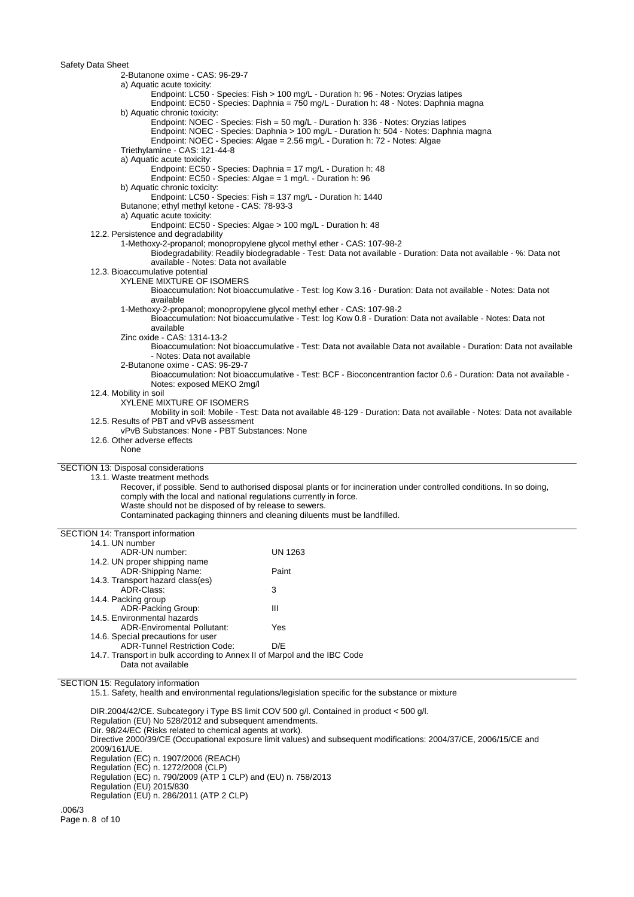2-Butanone oxime - CAS: 96-29-7

a) Aquatic acute toxicity:

Endpoint: LC50 - Species: Fish > 100 mg/L - Duration h: 96 - Notes: Oryzias latipes

Endpoint: EC50 - Species: Daphnia = 750 mg/L - Duration h: 48 - Notes: Daphnia magna

b) Aquatic chronic toxicity:

Endpoint: NOEC - Species: Fish = 50 mg/L - Duration h: 336 - Notes: Oryzias latipes

Endpoint: NOEC - Species: Daphnia > 100 mg/L - Duration h: 504 - Notes: Daphnia magna

Endpoint: NOEC - Species: Algae = 2.56 mg/L - Duration h: 72 - Notes: Algae

Triethylamine - CAS: 121-44-8

a) Aquatic acute toxicity:

Endpoint: EC50 - Species: Daphnia = 17 mg/L - Duration h: 48

Endpoint: EC50 - Species: Algae = 1 mg/L - Duration h: 96

b) Aquatic chronic toxicity:

Endpoint: LC50 - Species: Fish = 137 mg/L - Duration h: 1440

Butanone; ethyl methyl ketone - CAS: 78-93-3

a) Aquatic acute toxicity:

Endpoint: EC50 - Species: Algae > 100 mg/L - Duration h: 48

12.2. Persistence and degradability

1-Methoxy-2-propanol; monopropylene glycol methyl ether - CAS: 107-98-2

Biodegradability: Readily biodegradable - Test: Data not available - Duration: Data not available - %: Data not available - Notes: Data not available

12.3. Bioaccumulative potential

XYLENE MIXTURE OF ISOMERS

Bioaccumulation: Not bioaccumulative - Test: log Kow 3.16 - Duration: Data not available - Notes: Data not available

1-Methoxy-2-propanol; monopropylene glycol methyl ether - CAS: 107-98-2

Bioaccumulation: Not bioaccumulative - Test: log Kow 0.8 - Duration: Data not available - Notes: Data not available

Zinc oxide - CAS: 1314-13-2

Bioaccumulation: Not bioaccumulative - Test: Data not available Data not available - Duration: Data not available - Notes: Data not available

2-Butanone oxime - CAS: 96-29-7

Bioaccumulation: Not bioaccumulative - Test: BCF - Bioconcentrantion factor 0.6 - Duration: Data not available - Notes: exposed MEKO 2mg/l

12.4. Mobility in soil

XYLENE MIXTURE OF ISOMERS

Mobility in soil: Mobile - Test: Data not available 48-129 - Duration: Data not available - Notes: Data not available

12.5. Results of PBT and vPvB assessment

vPvB Substances: None - PBT Substances: None

12.6. Other adverse effects

None

## SECTION 13: Disposal considerations

13.1. Waste treatment methods

Recover, if possible. Send to authorised disposal plants or for incineration under controlled conditions. In so doing, comply with the local and national regulations currently in force.

Waste should not be disposed of by release to sewers.

Contaminated packaging thinners and cleaning diluents must be landfilled.

## SECTION 14: Transport information

14.1. UN number

| | |
|---|---|
| ADR-UN number: | UN 1263 |

14.2. UN proper shipping name

| | |
|---|---|
| ADR-Shipping Name: | Paint |

14.3. Transport hazard class(es)

| | |
|---|---|
| ADR-Class: | 3 |

14.4. Packing group

| | |
|---|---|
| ADR-Packing Group: | III |

14.5. Environmental hazards

| | |
|---|---|
| ADR-Enviromental Pollutant: | Yes |

14.6. Special precautions for user

| | |
|---|---|
| ADR-Tunnel Restriction Code: | D/E |

14.7. Transport in bulk according to Annex II of Marpol and the IBC Code

Data not available

## SECTION 15: Regulatory information

15.1. Safety, health and environmental regulations/legislation specific for the substance or mixture

DIR.2004/42/CE. Subcategory i Type BS limit COV 500 g/l. Contained in product < 500 g/l.

Regulation (EU) No 528/2012 and subsequent amendments.

Dir. 98/24/EC (Risks related to chemical agents at work).

Directive 2000/39/CE (Occupational exposure limit values) and subsequent modifications: 2004/37/CE, 2006/15/CE and 2009/161/UE.

Regulation (EC) n. 1907/2006 (REACH)

Regulation (EC) n. 1272/2008 (CLP)

Regulation (EC) n. 790/2009 (ATP 1 CLP) and (EU) n. 758/2013

Regulation (EU) 2015/830

Regulation (EU) n. 286/2011 (ATP 2 CLP)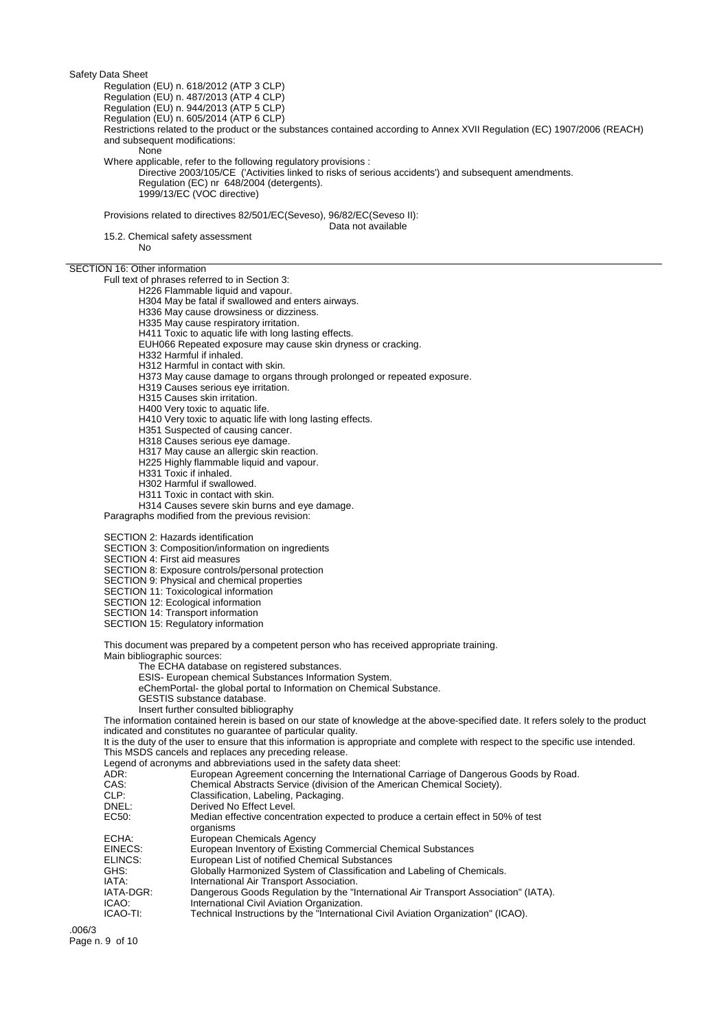Safety Data Sheet

Regulation (EU) n. 618/2012 (ATP 3 CLP)
Regulation (EU) n. 487/2013 (ATP 4 CLP)
Regulation (EU) n. 944/2013 (ATP 5 CLP)
Regulation (EU) n. 605/2014 (ATP 6 CLP)

Restrictions related to the product or the substances contained according to Annex XVII Regulation (EC) 1907/2006 (REACH) and subsequent modifications:

None

Where applicable, refer to the following regulatory provisions :

Directive 2003/105/CE ('Activities linked to risks of serious accidents') and subsequent amendments.
Regulation (EC) nr 648/2004 (detergents).
1999/13/EC (VOC directive)

Provisions related to directives 82/501/EC(Seveso), 96/82/EC(Seveso II):

Data not available

15.2. Chemical safety assessment

No

## SECTION 16: Other information

Full text of phrases referred to in Section 3:

- H226 Flammable liquid and vapour.
- H304 May be fatal if swallowed and enters airways.
- H336 May cause drowsiness or dizziness.
- H335 May cause respiratory irritation.
- H411 Toxic to aquatic life with long lasting effects.
- EUH066 Repeated exposure may cause skin dryness or cracking.
- H332 Harmful if inhaled.
- H312 Harmful in contact with skin.
- H373 May cause damage to organs through prolonged or repeated exposure.
- H319 Causes serious eye irritation.
- H315 Causes skin irritation.
- H400 Very toxic to aquatic life.
- H410 Very toxic to aquatic life with long lasting effects.
- H351 Suspected of causing cancer.
- H318 Causes serious eye damage.
- H317 May cause an allergic skin reaction.
- H225 Highly flammable liquid and vapour.
- H331 Toxic if inhaled.
- H302 Harmful if swallowed.
- H311 Toxic in contact with skin.
- H314 Causes severe skin burns and eye damage.

Paragraphs modified from the previous revision:

- SECTION 2: Hazards identification
- SECTION 3: Composition/information on ingredients
- SECTION 4: First aid measures
- SECTION 8: Exposure controls/personal protection
- SECTION 9: Physical and chemical properties
- SECTION 11: Toxicological information
- SECTION 12: Ecological information
- SECTION 14: Transport information
- SECTION 15: Regulatory information

This document was prepared by a competent person who has received appropriate training.

Main bibliographic sources:

- The ECHA database on registered substances.
- ESIS- European chemical Substances Information System.
- eChemPortal- the global portal to Information on Chemical Substance.
- GESTIS substance database.
- Insert further consulted bibliography

The information contained herein is based on our state of knowledge at the above-specified date. It refers solely to the product indicated and constitutes no guarantee of particular quality.

It is the duty of the user to ensure that this information is appropriate and complete with respect to the specific use intended.

This MSDS cancels and replaces any preceding release.

Legend of acronyms and abbreviations used in the safety data sheet:

| | |
|---|---|
| ADR: | European Agreement concerning the International Carriage of Dangerous Goods by Road. |
| CAS: | Chemical Abstracts Service (division of the American Chemical Society). |
| CLP: | Classification, Labeling, Packaging. |
| DNEL: | Derived No Effect Level. |
| EC50: | Median effective concentration expected to produce a certain effect in 50% of test organisms |
| ECHA: | European Chemicals Agency |
| EINECS: | European Inventory of Existing Commercial Chemical Substances |
| ELINCS: | European List of notified Chemical Substances |
| GHS: | Globally Harmonized System of Classification and Labeling of Chemicals. |
| IATA: | International Air Transport Association. |
| IATA-DGR: | Dangerous Goods Regulation by the "International Air Transport Association" (IATA). |
| ICAO: | International Civil Aviation Organization. |
| ICAO-TI: | Technical Instructions by the "International Civil Aviation Organization" (ICAO). |

.006/3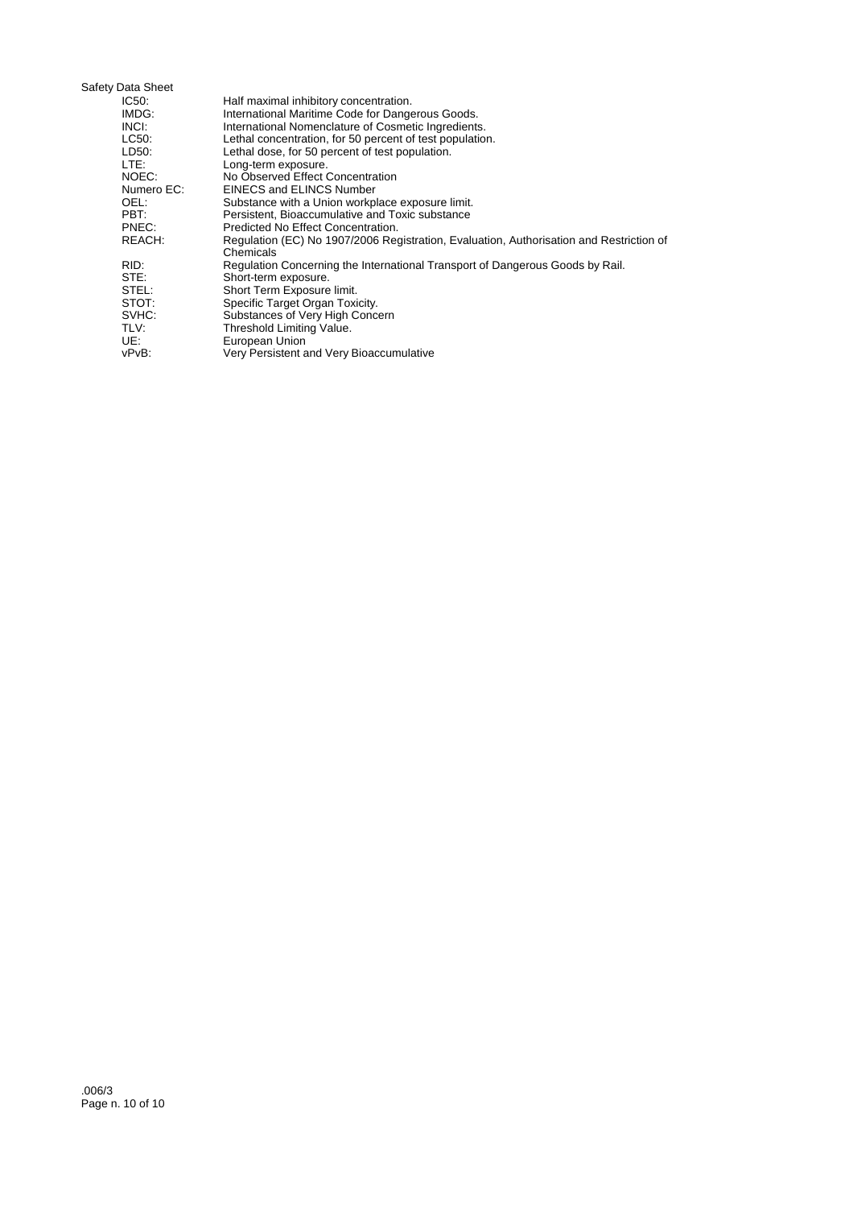| | |
|---|---|
| IC50: | Half maximal inhibitory concentration. |
| IMDG: | International Maritime Code for Dangerous Goods. |
| INCI: | International Nomenclature of Cosmetic Ingredients. |
| LC50: | Lethal concentration, for 50 percent of test population. |
| LD50: | Lethal dose, for 50 percent of test population. |
| LTE: | Long-term exposure. |
| NOEC: | No Observed Effect Concentration |
| Numero EC: | EINECS and ELINCS Number |
| OEL: | Substance with a Union workplace exposure limit. |
| PBT: | Persistent, Bioaccumulative and Toxic substance |
| PNEC: | Predicted No Effect Concentration. |
| REACH: | Regulation (EC) No 1907/2006 Registration, Evaluation, Authorisation and Restriction of Chemicals |
| RID: | Regulation Concerning the International Transport of Dangerous Goods by Rail. |
| STE: | Short-term exposure. |
| STEL: | Short Term Exposure limit. |
| STOT: | Specific Target Organ Toxicity. |
| SVHC: | Substances of Very High Concern |
| TLV: | Threshold Limiting Value. |
| UE: | European Union |
| vPvB: | Very Persistent and Very Bioaccumulative |